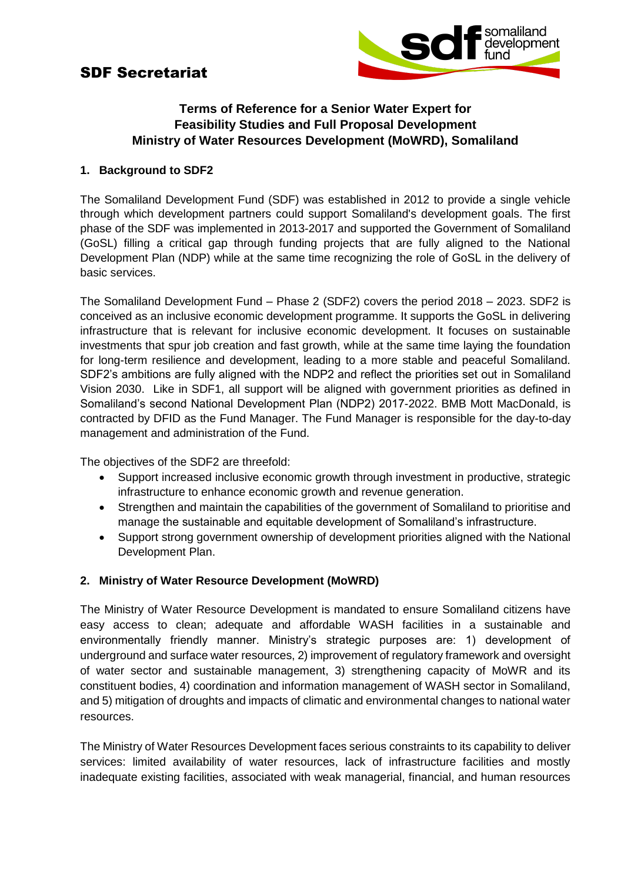# SDF Secretariat

## Terms of Reference for a Senior Water Expert for Feasibility Studies and Full Proposal Development Ministry of Water Resources Development (MoWRD), Somaliland

### 1. Background to SDF2

The Somaliland Development Fund (SDF) was established in 2012 to provide a single vehicle through which development partners could support Somaliland's development goals. The first phase of the SDF was implemented in 2013-2017 and supported the Government of Somaliland (GoSL) filling a critical gap through funding projects that are fully aligned to the National Development Plan (NDP) while at the same time recognizing the role of GoSL in the delivery of basic services.

The Somaliland Development Fund – Phase 2 (SDF2) covers the period 2018 – 2023. SDF2 is conceived as an inclusive economic development programme. It supports the GoSL in delivering infrastructure that is relevant for inclusive economic development. It focuses on sustainable investments that spur job creation and fast growth, while at the same time laying the foundation for long-term resilience and development, leading to a more stable and peaceful Somaliland. SDF2's ambitions are fully aligned with the NDP2 and reflect the priorities set out in Somaliland Vision 2030. Like in SDF1, all support will be aligned with government priorities as defined in Somaliland's second National Development Plan (NDP2) 2017-2022. BMB Mott MacDonald, is contracted by DFID as the Fund Manager. The Fund Manager is responsible for the day-to-day management and administration of the Fund.

The objectives of the SDF2 are threefold:

- Support increased inclusive economic growth through investment in productive, strategic infrastructure to enhance economic growth and revenue generation.
- Strengthen and maintain the capabilities of the government of Somaliland to prioritise and manage the sustainable and equitable development of Somaliland's infrastructure.
- Support strong government ownership of development priorities aligned with the National Development Plan.

### 2. Ministry of Water Resource Development (MoWRD)

The Ministry of Water Resource Development is mandated to ensure Somaliland citizens have easy access to clean; adequate and affordable WASH facilities in a sustainable and environmentally friendly manner. Ministry's strategic purposes are: 1) development of underground and surface water resources, 2) improvement of regulatory framework and oversight of water sector and sustainable management, 3) strengthening capacity of MoWR and its constituent bodies, 4) coordination and information management of WASH sector in Somaliland, and 5) mitigation of droughts and impacts of climatic and environmental changes to national water resources.

The Ministry of Water Resources Development faces serious constraints to its capability to deliver services: limited availability of water resources, lack of infrastructure facilities and mostly inadequate existing facilities, associated with weak managerial, financial, and human resources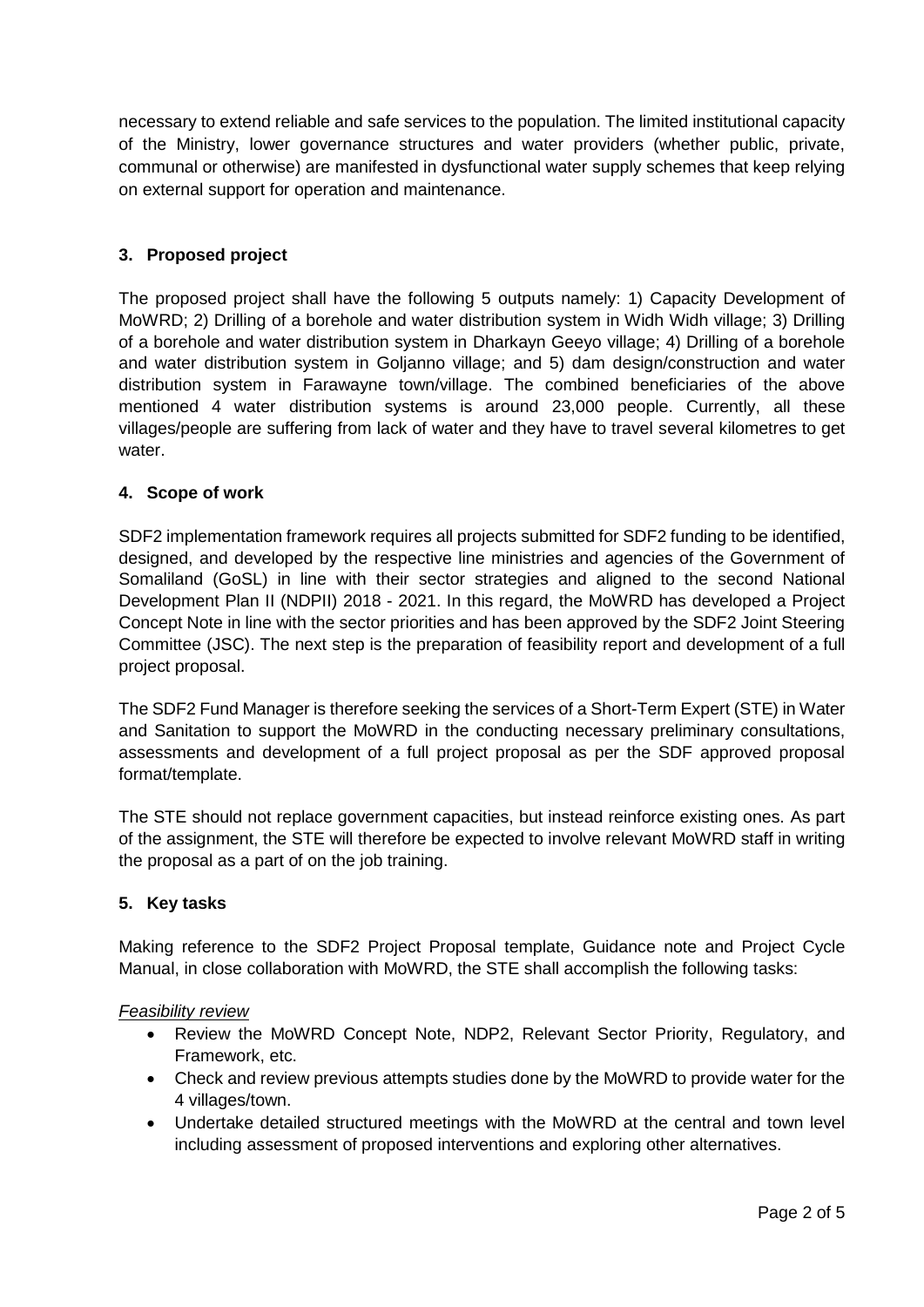necessary to extend reliable and safe services to the population. The limited institutional capacity of the Ministry, lower governance structures and water providers (whether public, private, communal or otherwise) are manifested in dysfunctional water supply schemes that keep relying on external support for operation and maintenance.

## 3. Proposed project

The proposed project shall have the following 5 outputs namely: 1) Capacity Development of MoWRD; 2) Drilling of a borehole and water distribution system in Widh Widh village; 3) Drilling of a borehole and water distribution system in Dharkayn Geeyo village; 4) Drilling of a borehole and water distribution system in Goljanno village; and 5) dam design/construction and water distribution system in Farawayne town/village. The combined beneficiaries of the above mentioned 4 water distribution systems is around 23,000 people. Currently, all these villages/people are suffering from lack of water and they have to travel several kilometres to get water.

## 4. Scope of work

SDF2 implementation framework requires all projects submitted for SDF2 funding to be identified, designed, and developed by the respective line ministries and agencies of the Government of Somaliland (GoSL) in line with their sector strategies and aligned to the second National Development Plan II (NDPII) 2018 - 2021. In this regard, the MoWRD has developed a Project Concept Note in line with the sector priorities and has been approved by the SDF2 Joint Steering Committee (JSC). The next step is the preparation of feasibility report and development of a full project proposal.

The SDF2 Fund Manager is therefore seeking the services of a Short-Term Expert (STE) in Water and Sanitation to support the MoWRD in the conducting necessary preliminary consultations, assessments and development of a full project proposal as per the SDF approved proposal format/template.

The STE should not replace government capacities, but instead reinforce existing ones. As part of the assignment, the STE will therefore be expected to involve relevant MoWRD staff in writing the proposal as a part of on the job training.

## 5. Key tasks

Making reference to the SDF2 Project Proposal template, Guidance note and Project Cycle Manual, in close collaboration with MoWRD, the STE shall accomplish the following tasks:

*Feasibility review*

- Review the MoWRD Concept Note, NDP2, Relevant Sector Priority, Regulatory, and Framework, etc.
- Check and review previous attempts studies done by the MoWRD to provide water for the 4 villages/town.
- Undertake detailed structured meetings with the MoWRD at the central and town level including assessment of proposed interventions and exploring other alternatives.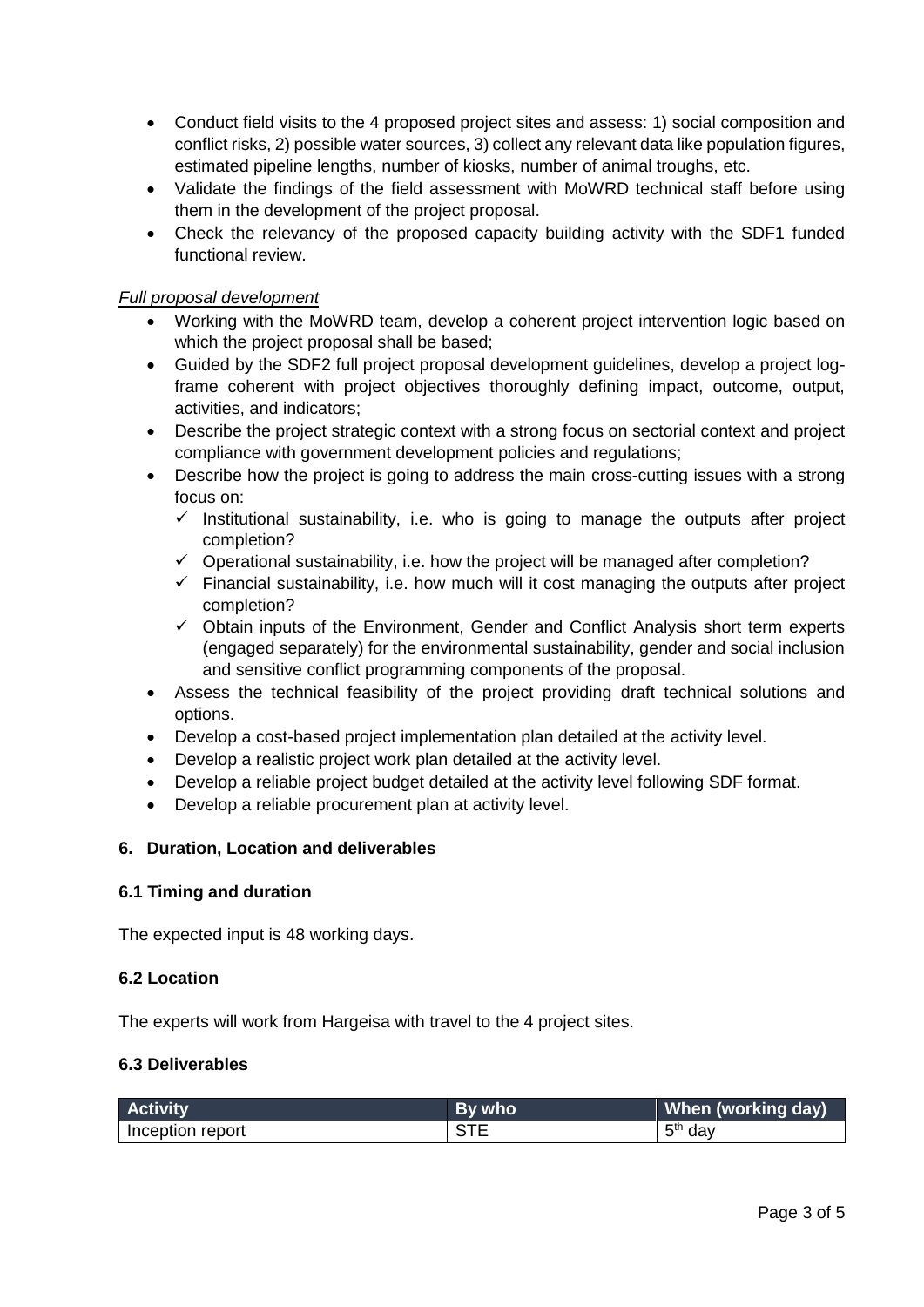- Conduct field visits to the 4 proposed project sites and assess: 1) social composition and conflict risks, 2) possible water sources, 3) collect any relevant data like population figures, estimated pipeline lengths, number of kiosks, number of animal troughs, etc.
- Validate the findings of the field assessment with MoWRD technical staff before using them in the development of the project proposal.
- Check the relevancy of the proposed capacity building activity with the SDF1 funded functional review.

*Full proposal development*

- Working with the MoWRD team, develop a coherent project intervention logic based on which the project proposal shall be based;
- Guided by the SDF2 full project proposal development guidelines, develop a project log-frame coherent with project objectives thoroughly defining impact, outcome, output, activities, and indicators;
- Describe the project strategic context with a strong focus on sectorial context and project compliance with government development policies and regulations;
- Describe how the project is going to address the main cross-cutting issues with a strong focus on:
  - ✓ Institutional sustainability, i.e. who is going to manage the outputs after project completion?
  - ✓ Operational sustainability, i.e. how the project will be managed after completion?
  - ✓ Financial sustainability, i.e. how much will it cost managing the outputs after project completion?
  - ✓ Obtain inputs of the Environment, Gender and Conflict Analysis short term experts (engaged separately) for the environmental sustainability, gender and social inclusion and sensitive conflict programming components of the proposal.
- Assess the technical feasibility of the project providing draft technical solutions and options.
- Develop a cost-based project implementation plan detailed at the activity level.
- Develop a realistic project work plan detailed at the activity level.
- Develop a reliable project budget detailed at the activity level following SDF format.
- Develop a reliable procurement plan at activity level.

## 6. Duration, Location and deliverables

### 6.1 Timing and duration

The expected input is 48 working days.

### 6.2 Location

The experts will work from Hargeisa with travel to the 4 project sites.

### 6.3 Deliverables

| Activity | By who | When (working day) |
|---|---|---|
| Inception report | STE | 5th day |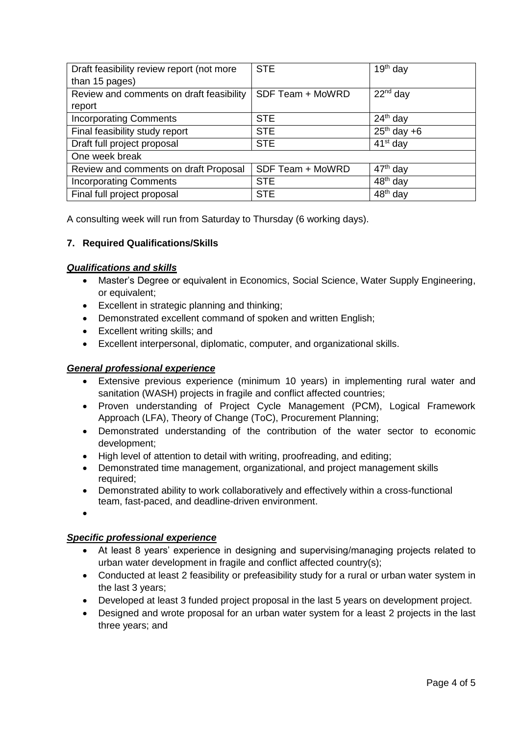| Draft feasibility review report (not more than 15 pages) | STE | 19th day |
| --- | --- | --- |
| Review and comments on draft feasibility report | SDF Team + MoWRD | 22nd day |
| Incorporating Comments | STE | 24th day |
| Final feasibility study report | STE | 25th day +6 |
| Draft full project proposal | STE | 41st day |
| One week break | | |
| Review and comments on draft Proposal | SDF Team + MoWRD | 47th day |
| Incorporating Comments | STE | 48th day |
| Final full project proposal | STE | 48th day |

A consulting week will run from Saturday to Thursday (6 working days).

## 7. Required Qualifications/Skills

### ***Qualifications and skills***

- Master's Degree or equivalent in Economics, Social Science, Water Supply Engineering, or equivalent;
- Excellent in strategic planning and thinking;
- Demonstrated excellent command of spoken and written English;
- Excellent writing skills; and
- Excellent interpersonal, diplomatic, computer, and organizational skills.

### ***General professional experience***

- Extensive previous experience (minimum 10 years) in implementing rural water and sanitation (WASH) projects in fragile and conflict affected countries;
- Proven understanding of Project Cycle Management (PCM), Logical Framework Approach (LFA), Theory of Change (ToC), Procurement Planning;
- Demonstrated understanding of the contribution of the water sector to economic development;
- High level of attention to detail with writing, proofreading, and editing;
- Demonstrated time management, organizational, and project management skills required;
- Demonstrated ability to work collaboratively and effectively within a cross-functional team, fast-paced, and deadline-driven environment.

### ***Specific professional experience***

- At least 8 years' experience in designing and supervising/managing projects related to urban water development in fragile and conflict affected country(s);
- Conducted at least 2 feasibility or prefeasibility study for a rural or urban water system in the last 3 years;
- Developed at least 3 funded project proposal in the last 5 years on development project.
- Designed and wrote proposal for an urban water system for a least 2 projects in the last three years; and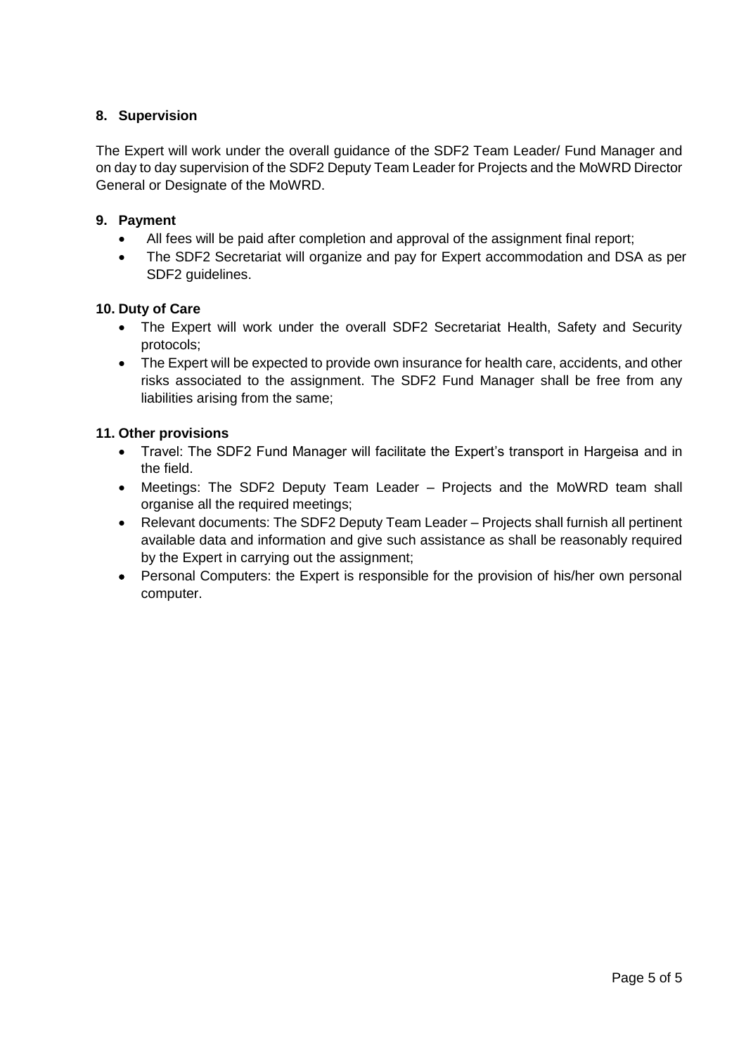## 8. Supervision

The Expert will work under the overall guidance of the SDF2 Team Leader/ Fund Manager and on day to day supervision of the SDF2 Deputy Team Leader for Projects and the MoWRD Director General or Designate of the MoWRD.

## 9. Payment

- All fees will be paid after completion and approval of the assignment final report;
- The SDF2 Secretariat will organize and pay for Expert accommodation and DSA as per SDF2 guidelines.

## 10. Duty of Care

- The Expert will work under the overall SDF2 Secretariat Health, Safety and Security protocols;
- The Expert will be expected to provide own insurance for health care, accidents, and other risks associated to the assignment. The SDF2 Fund Manager shall be free from any liabilities arising from the same;

## 11. Other provisions

- Travel: The SDF2 Fund Manager will facilitate the Expert's transport in Hargeisa and in the field.
- Meetings: The SDF2 Deputy Team Leader – Projects and the MoWRD team shall organise all the required meetings;
- Relevant documents: The SDF2 Deputy Team Leader – Projects shall furnish all pertinent available data and information and give such assistance as shall be reasonably required by the Expert in carrying out the assignment;
- Personal Computers: the Expert is responsible for the provision of his/her own personal computer.